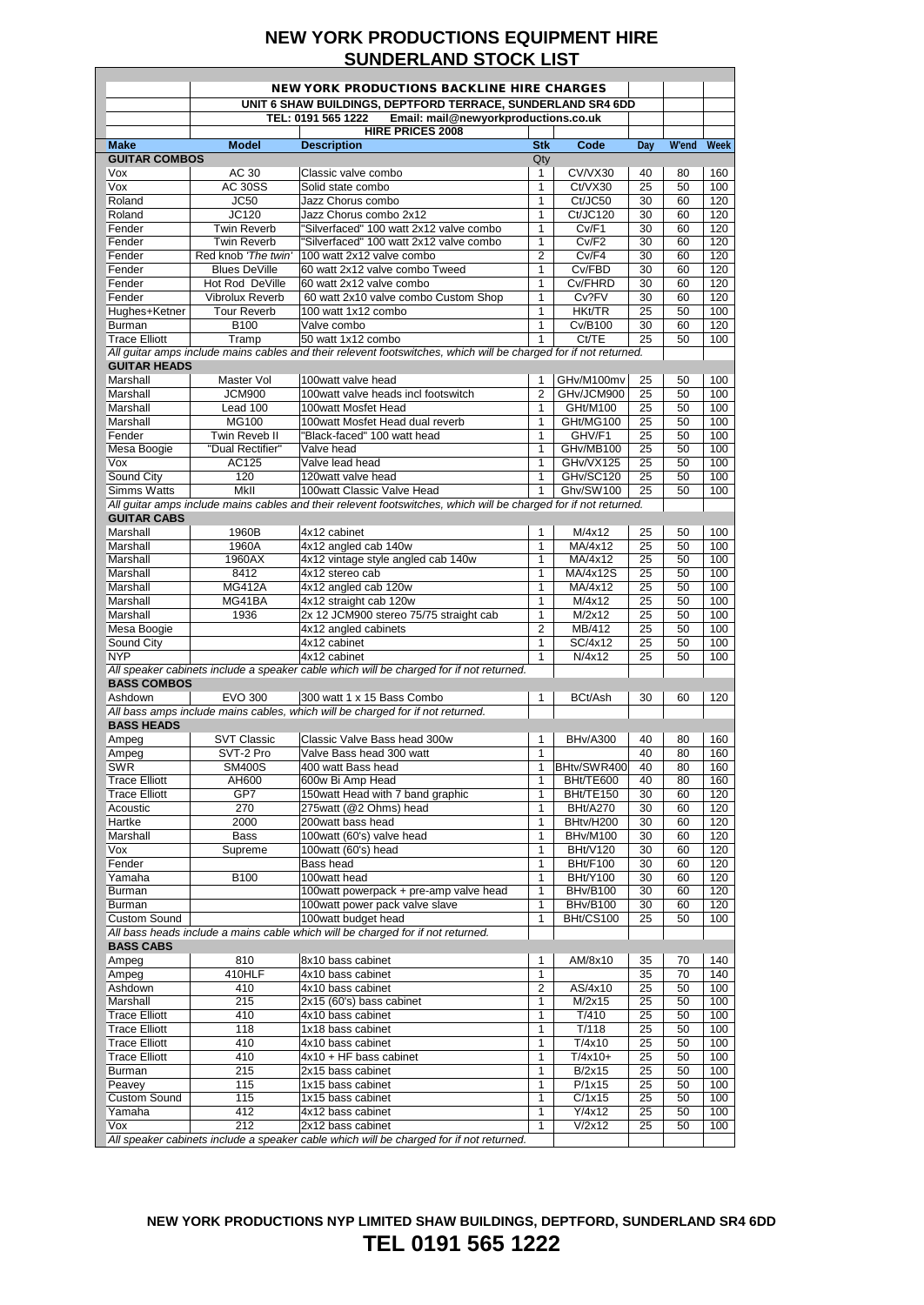# NEW YORK PRODUCTIONS EQUIPMENT HIRE
## SUNDERLAND STOCK LIST

| | NEW YORK PRODUCTIONS BACKLINE HIRE CHARGES | | | | | | |
|---|---|---|---|---|---|---|---|
| | UNIT 6 SHAW BUILDINGS, DEPTFORD TERRACE, SUNDERLAND SR4 6DD | | | | | | |
| | TEL: 0191 565 1222 Email: mail@newyorkproductions.co.uk | | | | | | |
| | HIRE PRICES 2008 | | | | | | |
| **Make** | **Model** | **Description** | **Stk** | **Code** | **Day** | **W'end** | **Week** |
| **GUITAR COMBOS** | | | Qty | | | | |
| Vox | AC 30 | Classic valve combo | 1 | CV/VX30 | 40 | 80 | 160 |
| Vox | AC 30SS | Solid state combo | 1 | Ct/VX30 | 25 | 50 | 100 |
| Roland | JC50 | Jazz Chorus combo | 1 | Ct/JC50 | 30 | 60 | 120 |
| Roland | JC120 | Jazz Chorus combo 2x12 | 1 | Ct/JC120 | 30 | 60 | 120 |
| Fender | Twin Reverb | "Silverfaced" 100 watt 2x12 valve combo | 1 | Cv/F1 | 30 | 60 | 120 |
| Fender | Twin Reverb | "Silverfaced" 100 watt 2x12 valve combo | 1 | Cv/F2 | 30 | 60 | 120 |
| Fender | Red knob *'The twin'* | 100 watt 2x12 valve combo | 2 | Cv/F4 | 30 | 60 | 120 |
| Fender | Blues DeVille | 60 watt 2x12 valve combo Tweed | 1 | Cv/FBD | 30 | 60 | 120 |
| Fender | Hot Rod DeVille | 60 watt 2x12 valve combo | 1 | Cv/FHRD | 30 | 60 | 120 |
| Fender | Vibrolux Reverb | 60 watt 2x10 valve combo Custom Shop | 1 | Cv?FV | 30 | 60 | 120 |
| Hughes+Ketner | Tour Reverb | 100 watt 1x12 combo | 1 | HKt/TR | 25 | 50 | 100 |
| Burman | B100 | Valve combo | 1 | Cv/B100 | 30 | 60 | 120 |
| Trace Elliott | Tramp | 50 watt 1x12 combo | 1 | Ct/TE | 25 | 50 | 100 |
| *All guitar amps include mains cables and their relevent footswitches, which will be charged for if not returned.* | | | | | | | |
| **GUITAR HEADS** | | | | | | | |
| Marshall | Master Vol | 100watt valve head | 1 | GHv/M100mv | 25 | 50 | 100 |
| Marshall | JCM900 | 100watt valve heads incl footswitch | 2 | GHv/JCM900 | 25 | 50 | 100 |
| Marshall | Lead 100 | 100watt Mosfet Head | 1 | GHt/M100 | 25 | 50 | 100 |
| Marshall | MG100 | 100watt Mosfet Head dual reverb | 1 | GHt/MG100 | 25 | 50 | 100 |
| Fender | Twin Reveb II | "Black-faced" 100 watt head | 1 | GHV/F1 | 25 | 50 | 100 |
| Mesa Boogie | "Dual Rectifier" | Valve head | 1 | GHv/MB100 | 25 | 50 | 100 |
| Vox | AC125 | Valve lead head | 1 | GHv/VX125 | 25 | 50 | 100 |
| Sound City | 120 | 120watt valve head | 1 | GHv/SC120 | 25 | 50 | 100 |
| Simms Watts | MkII | 100watt Classic Valve Head | 1 | Ghv/SW100 | 25 | 50 | 100 |
| *All guitar amps include mains cables and their relevent footswitches, which will be charged for if not returned.* | | | | | | | |
| **GUITAR CABS** | | | | | | | |
| Marshall | 1960B | 4x12 cabinet | 1 | M/4x12 | 25 | 50 | 100 |
| Marshall | 1960A | 4x12 angled cab 140w | 1 | MA/4x12 | 25 | 50 | 100 |
| Marshall | 1960AX | 4x12 vintage style angled cab 140w | 1 | MA/4x12 | 25 | 50 | 100 |
| Marshall | 8412 | 4x12 stereo cab | 1 | MA/4x12S | 25 | 50 | 100 |
| Marshall | MG412A | 4x12 angled cab 120w | 1 | MA/4x12 | 25 | 50 | 100 |
| Marshall | MG41BA | 4x12 straight cab 120w | 1 | M/4x12 | 25 | 50 | 100 |
| Marshall | 1936 | 2x 12 JCM900 stereo 75/75 straight cab | 1 | M/2x12 | 25 | 50 | 100 |
| Mesa Boogie | | 4x12 angled cabinets | 2 | MB/412 | 25 | 50 | 100 |
| Sound City | | 4x12 cabinet | 1 | SC/4x12 | 25 | 50 | 100 |
| NYP | | 4x12 cabinet | 1 | N/4x12 | 25 | 50 | 100 |
| *All speaker cabinets include a speaker cable which will be charged for if not returned.* | | | | | | | |
| **BASS COMBOS** | | | | | | | |
| Ashdown | EVO 300 | 300 watt 1 x 15 Bass Combo | 1 | BCt/Ash | 30 | 60 | 120 |
| *All bass amps include mains cables, which will be charged for if not returned.* | | | | | | | |
| **BASS HEADS** | | | | | | | |
| Ampeg | SVT Classic | Classic Valve Bass head 300w | 1 | BHv/A300 | 40 | 80 | 160 |
| Ampeg | SVT-2 Pro | Valve Bass head 300 watt | 1 | | 40 | 80 | 160 |
| SWR | SM400S | 400 watt Bass head | 1 | BHtv/SWR400 | 40 | 80 | 160 |
| Trace Elliott | AH600 | 600w Bi Amp Head | 1 | BHt/TE600 | 40 | 80 | 160 |
| Trace Elliott | GP7 | 150watt Head with 7 band graphic | 1 | BHt/TE150 | 30 | 60 | 120 |
| Acoustic | 270 | 275watt (@2 Ohms) head | 1 | BHt/A270 | 30 | 60 | 120 |
| Hartke | 2000 | 200watt bass head | 1 | BHtv/H200 | 30 | 60 | 120 |
| Marshall | Bass | 100watt (60's) valve head | 1 | BHv/M100 | 30 | 60 | 120 |
| Vox | Supreme | 100watt (60's) head | 1 | BHt/V120 | 30 | 60 | 120 |
| Fender | | Bass head | 1 | BHt/F100 | 30 | 60 | 120 |
| Yamaha | B100 | 100watt head | 1 | BHt/Y100 | 30 | 60 | 120 |
| Burman | | 100watt powerpack + pre-amp valve head | 1 | BHv/B100 | 30 | 60 | 120 |
| Burman | | 100watt power pack valve slave | 1 | BHv/B100 | 30 | 60 | 120 |
| Custom Sound | | 100watt budget head | 1 | BHt/CS100 | 25 | 50 | 100 |
| *All bass heads include a mains cable which will be charged for if not returned.* | | | | | | | |
| **BASS CABS** | | | | | | | |
| Ampeg | 810 | 8x10 bass cabinet | 1 | AM/8x10 | 35 | 70 | 140 |
| Ampeg | 410HLF | 4x10 bass cabinet | 1 | | 35 | 70 | 140 |
| Ashdown | 410 | 4x10 bass cabinet | 2 | AS/4x10 | 25 | 50 | 100 |
| Marshall | 215 | 2x15 (60's) bass cabinet | 1 | M/2x15 | 25 | 50 | 100 |
| Trace Elliott | 410 | 4x10 bass cabinet | 1 | T/410 | 25 | 50 | 100 |
| Trace Elliott | 118 | 1x18 bass cabinet | 1 | T/118 | 25 | 50 | 100 |
| Trace Elliott | 410 | 4x10 bass cabinet | 1 | T/4x10 | 25 | 50 | 100 |
| Trace Elliott | 410 | 4x10 + HF bass cabinet | 1 | T/4x10+ | 25 | 50 | 100 |
| Burman | 215 | 2x15 bass cabinet | 1 | B/2x15 | 25 | 50 | 100 |
| Peavey | 115 | 1x15 bass cabinet | 1 | P/1x15 | 25 | 50 | 100 |
| Custom Sound | 115 | 1x15 bass cabinet | 1 | C/1x15 | 25 | 50 | 100 |
| Yamaha | 412 | 4x12 bass cabinet | 1 | Y/4x12 | 25 | 50 | 100 |
| Vox | 212 | 2x12 bass cabinet | 1 | V/2x12 | 25 | 50 | 100 |
| *All speaker cabinets include a speaker cable which will be charged for if not returned.* | | | | | | | |

**NEW YORK PRODUCTIONS NYP LIMITED SHAW BUILDINGS, DEPTFORD, SUNDERLAND SR4 6DD**

**TEL 0191 565 1222**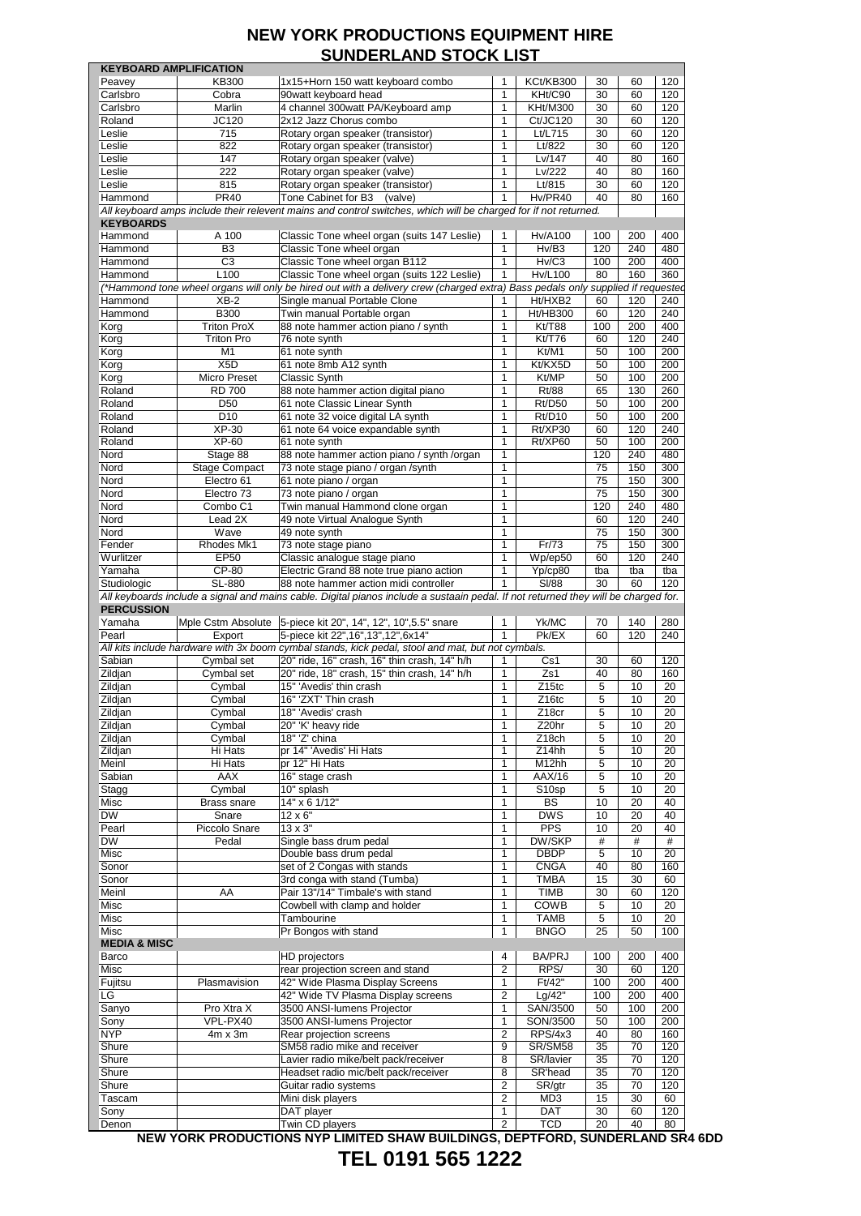# NEW YORK PRODUCTIONS EQUIPMENT HIRE
## SUNDERLAND STOCK LIST

| | | | | | | | |
|---|---|---|---|---|---|---|---|
| **KEYBOARD AMPLIFICATION** | | | | | | | |
| Peavey | KB300 | 1x15+Horn 150 watt keyboard combo | 1 | KCt/KB300 | 30 | 60 | 120 |
| Carlsbro | Cobra | 90watt keyboard head | 1 | KHt/C90 | 30 | 60 | 120 |
| Carlsbro | Marlin | 4 channel 300watt PA/Keyboard amp | 1 | KHt/M300 | 30 | 60 | 120 |
| Roland | JC120 | 2x12 Jazz Chorus combo | 1 | Ct/JC120 | 30 | 60 | 120 |
| Leslie | 715 | Rotary organ speaker (transistor) | 1 | Lt/L715 | 30 | 60 | 120 |
| Leslie | 822 | Rotary organ speaker (transistor) | 1 | Lt/822 | 30 | 60 | 120 |
| Leslie | 147 | Rotary organ speaker (valve) | 1 | Lv/147 | 40 | 80 | 160 |
| Leslie | 222 | Rotary organ speaker (valve) | 1 | Lv/222 | 40 | 80 | 160 |
| Leslie | 815 | Rotary organ speaker (transistor) | 1 | Lt/815 | 30 | 60 | 120 |
| Hammond | PR40 | Tone Cabinet for B3 (valve) | 1 | Hv/PR40 | 40 | 80 | 160 |
| *All keyboard amps include their relevent mains and control switches, which will be charged for if not returned.* | | | | | | | |
| **KEYBOARDS** | | | | | | | |
| Hammond | A 100 | Classic Tone wheel organ (suits 147 Leslie) | 1 | Hv/A100 | 100 | 200 | 400 |
| Hammond | B3 | Classic Tone wheel organ | 1 | Hv/B3 | 120 | 240 | 480 |
| Hammond | C3 | Classic Tone wheel organ B112 | 1 | Hv/C3 | 100 | 200 | 400 |
| Hammond | L100 | Classic Tone wheel organ (suits 122 Leslie) | 1 | Hv/L100 | 80 | 160 | 360 |
| *(\*Hammond tone wheel organs will only be hired out with a delivery crew (charged extra) Bass pedals only supplied if requested* | | | | | | | |
| Hammond | XB-2 | Single manual Portable Clone | 1 | Ht/HXB2 | 60 | 120 | 240 |
| Hammond | B300 | Twin manual Portable organ | 1 | Ht/HB300 | 60 | 120 | 240 |
| Korg | Triton ProX | 88 note hammer action piano / synth | 1 | Kt/T88 | 100 | 200 | 400 |
| Korg | Triton Pro | 76 note synth | 1 | Kt/T76 | 60 | 120 | 240 |
| Korg | M1 | 61 note synth | 1 | Kt/M1 | 50 | 100 | 200 |
| Korg | X5D | 61 note 8mb A12 synth | 1 | Kt/KX5D | 50 | 100 | 200 |
| Korg | Micro Preset | Classic Synth | 1 | Kt/MP | 50 | 100 | 200 |
| Roland | RD 700 | 88 note hammer action digital piano | 1 | Rt/88 | 65 | 130 | 260 |
| Roland | D50 | 61 note Classic Linear Synth | 1 | Rt/D50 | 50 | 100 | 200 |
| Roland | D10 | 61 note 32 voice digital LA synth | 1 | Rt/D10 | 50 | 100 | 200 |
| Roland | XP-30 | 61 note 64 voice expandable synth | 1 | Rt/XP30 | 60 | 120 | 240 |
| Roland | XP-60 | 61 note synth | 1 | Rt/XP60 | 50 | 100 | 200 |
| Nord | Stage 88 | 88 note hammer action piano / synth /organ | 1 | | 120 | 240 | 480 |
| Nord | Stage Compact | 73 note stage piano / organ /synth | 1 | | 75 | 150 | 300 |
| Nord | Electro 61 | 61 note piano / organ | 1 | | 75 | 150 | 300 |
| Nord | Electro 73 | 73 note piano / organ | 1 | | 75 | 150 | 300 |
| Nord | Combo C1 | Twin manual Hammond clone organ | 1 | | 120 | 240 | 480 |
| Nord | Lead 2X | 49 note Virtual Analogue Synth | 1 | | 60 | 120 | 240 |
| Nord | Wave | 49 note synth | 1 | | 75 | 150 | 300 |
| Fender | Rhodes Mk1 | 73 note stage piano | 1 | Fr/73 | 75 | 150 | 300 |
| Wurlitzer | EP50 | Classic analogue stage piano | 1 | Wp/ep50 | 60 | 120 | 240 |
| Yamaha | CP-80 | Electric Grand 88 note true piano action | 1 | Yp/cp80 | tba | tba | tba |
| Studiologic | SL-880 | 88 note hammer action midi controller | 1 | Sl/88 | 30 | 60 | 120 |
| *All keyboards include a signal and mains cable. Digital pianos include a sustain pedal. If not returned they will be charged for.* | | | | | | | |
| **PERCUSSION** | | | | | | | |
| Yamaha | Mple Cstm Absolute | 5-piece kit 20", 14", 12", 10",5.5" snare | 1 | Yk/MC | 70 | 140 | 280 |
| Pearl | Export | 5-piece kit 22",16",13",12",6x14" | 1 | Pk/EX | 60 | 120 | 240 |
| *All kits include hardware with 3x boom cymbal stands, kick pedal, stool and mat, but not cymbals.* | | | | | | | |
| Sabian | Cymbal set | 20" ride, 16" crash, 16" thin crash, 14" h/h | 1 | Cs1 | 30 | 60 | 120 |
| Zildjan | Cymbal set | 20" ride, 18" crash, 15" thin crash, 14" h/h | 1 | Zs1 | 40 | 80 | 160 |
| Zildjan | Cymbal | 15" 'Avedis' thin crash | 1 | Z15tc | 5 | 10 | 20 |
| Zildjan | Cymbal | 16" 'ZXT' Thin crash | 1 | Z16tc | 5 | 10 | 20 |
| Zildjan | Cymbal | 18" 'Avedis' crash | 1 | Z18cr | 5 | 10 | 20 |
| Zildjan | Cymbal | 20" 'K' heavy ride | 1 | Z20hr | 5 | 10 | 20 |
| Zildjan | Cymbal | 18" 'Z' china | 1 | Z18ch | 5 | 10 | 20 |
| Zildjan | Hi Hats | pr 14" 'Avedis' Hi Hats | 1 | Z14hh | 5 | 10 | 20 |
| Meinl | Hi Hats | pr 12" Hi Hats | 1 | M12hh | 5 | 10 | 20 |
| Sabian | AAX | 16" stage crash | 1 | AAX/16 | 5 | 10 | 20 |
| Stagg | Cymbal | 10" splash | 1 | S10sp | 5 | 10 | 20 |
| Misc | Brass snare | 14" x 6 1/12" | 1 | BS | 10 | 20 | 40 |
| DW | Snare | 12 x 6" | 1 | DWS | 10 | 20 | 40 |
| Pearl | Piccolo Snare | 13 x 3" | 1 | PPS | 10 | 20 | 40 |
| DW | Pedal | Single bass drum pedal | 1 | DW/SKP | # | # | # |
| Misc | | Double bass drum pedal | 1 | DBDP | 5 | 10 | 20 |
| Sonor | | set of 2 Congas with stands | 1 | CNGA | 40 | 80 | 160 |
| Sonor | | 3rd conga with stand (Tumba) | 1 | TMBA | 15 | 30 | 60 |
| Meinl | AA | Pair 13"/14" Timbale's with stand | 1 | TIMB | 30 | 60 | 120 |
| Misc | | Cowbell with clamp and holder | 1 | COWB | 5 | 10 | 20 |
| Misc | | Tambourine | 1 | TAMB | 5 | 10 | 20 |
| Misc | | Pr Bongos with stand | 1 | BNGO | 25 | 50 | 100 |
| **MEDIA & MISC** | | | | | | | |
| Barco | | HD projectors | 4 | BA/PRJ | 100 | 200 | 400 |
| Misc | | rear projection screen and stand | 2 | RPS/ | 30 | 60 | 120 |
| Fujitsu | Plasmavision | 42" Wide Plasma Display Screens | 1 | Ft/42" | 100 | 200 | 400 |
| LG | | 42" Wide TV Plasma Display screens | 2 | Lg/42" | 100 | 200 | 400 |
| Sanyo | Pro Xtra X | 3500 ANSI-lumens Projector | 1 | SAN/3500 | 50 | 100 | 200 |
| Sony | VPL-PX40 | 3500 ANSI-lumens Projector | 1 | SON/3500 | 50 | 100 | 200 |
| NYP | 4m x 3m | Rear projection screens | 2 | RPS/4x3 | 40 | 80 | 160 |
| Shure | | SM58 radio mike and receiver | 9 | SR/SM58 | 35 | 70 | 120 |
| Shure | | Lavier radio mike/belt pack/receiver | 8 | SR/lavier | 35 | 70 | 120 |
| Shure | | Headset radio mic/belt pack/receiver | 8 | SR'head | 35 | 70 | 120 |
| Shure | | Guitar radio systems | 2 | SR/gtr | 35 | 70 | 120 |
| Tascam | | Mini disk players | 2 | MD3 | 15 | 30 | 60 |
| Sony | | DAT player | 1 | DAT | 30 | 60 | 120 |
| Denon | | Twin CD players | 2 | TCD | 20 | 40 | 80 |

**NEW YORK PRODUCTIONS NYP LIMITED SHAW BUILDINGS, DEPTFORD, SUNDERLAND SR4 6DD**

**TEL 0191 565 1222**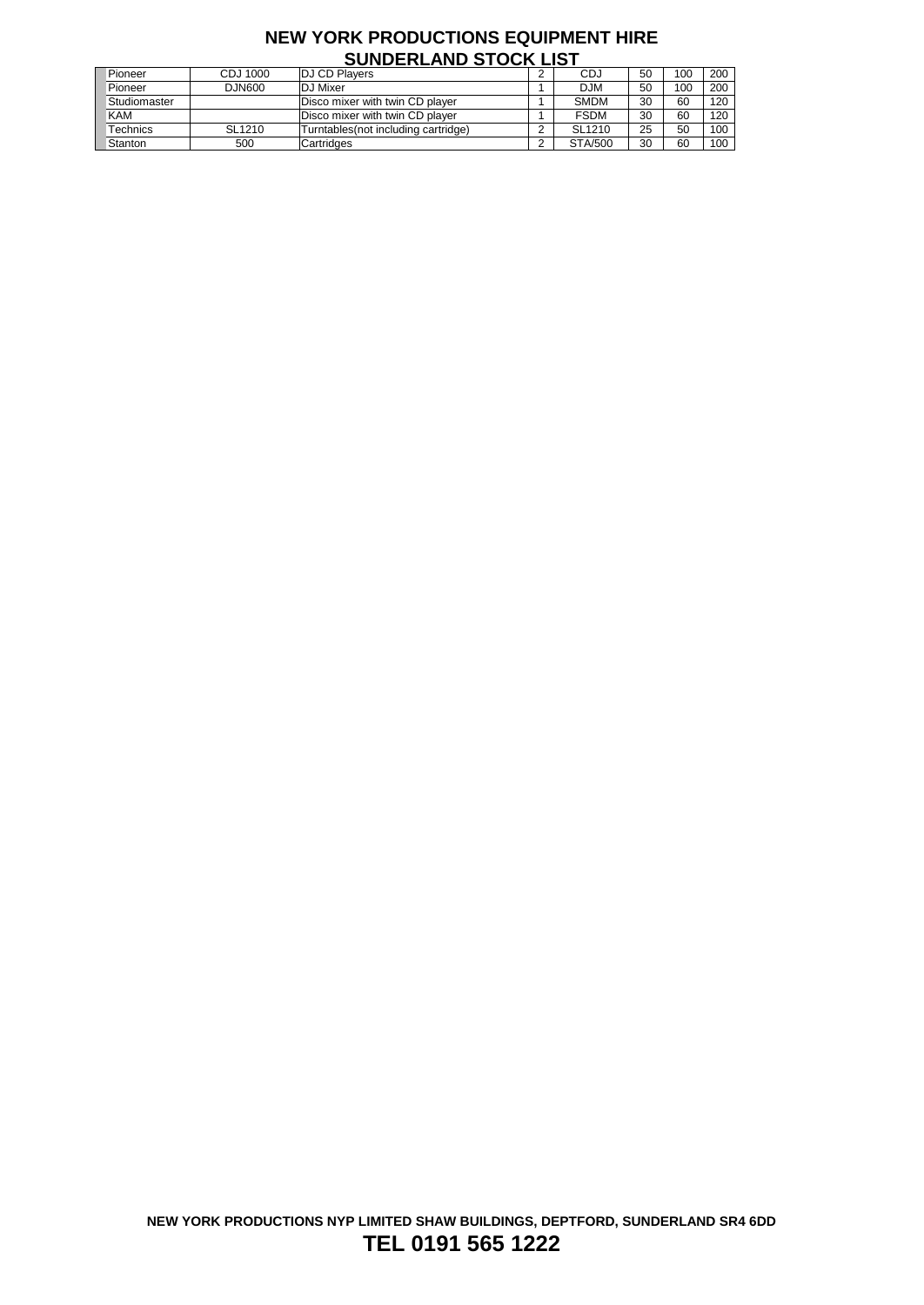# NEW YORK PRODUCTIONS EQUIPMENT HIRE
## SUNDERLAND STOCK LIST

| | | | | | | | |
|---|---|---|---|---|---|---|---|
| Pioneer | CDJ 1000 | DJ CD Players | 2 | CDJ | 50 | 100 | 200 |
| Pioneer | DJN600 | DJ Mixer | 1 | DJM | 50 | 100 | 200 |
| Studiomaster | | Disco mixer with twin CD player | 1 | SMDM | 30 | 60 | 120 |
| KAM | | Disco mixer with twin CD player | 1 | FSDM | 30 | 60 | 120 |
| Technics | SL1210 | Turntables(not including cartridge) | 2 | SL1210 | 25 | 50 | 100 |
| Stanton | 500 | Cartridges | 2 | STA/500 | 30 | 60 | 100 |

**NEW YORK PRODUCTIONS NYP LIMITED SHAW BUILDINGS, DEPTFORD, SUNDERLAND SR4 6DD**

**TEL 0191 565 1222**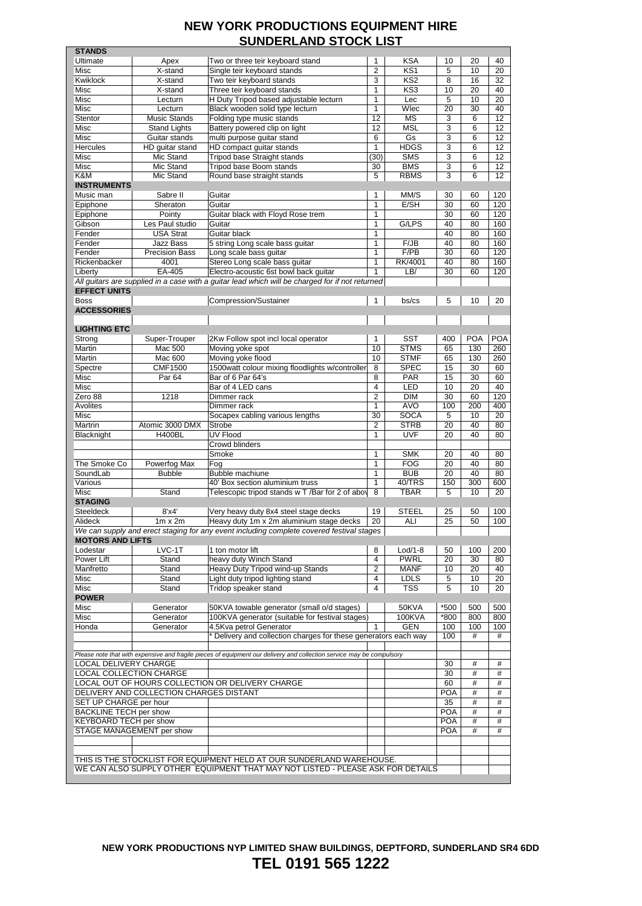# NEW YORK PRODUCTIONS EQUIPMENT HIRE
## SUNDERLAND STOCK LIST

| | | | | | | | |
|---|---|---|---|---|---|---|---|
| **STANDS** | | | | | | | |
| Ultimate | Apex | Two or three teir keyboard stand | 1 | KSA | 10 | 20 | 40 |
| Misc | X-stand | Single teir keyboard stands | 2 | KS1 | 5 | 10 | 20 |
| Kwiklock | X-stand | Two teir keyboard stands | 3 | KS2 | 8 | 16 | 32 |
| Misc | X-stand | Three teir keyboard stands | 1 | KS3 | 10 | 20 | 40 |
| Misc | Lecturn | H Duty Tripod based adjustable lecturn | 1 | Lec | 5 | 10 | 20 |
| Misc | Lecturn | Black wooden solid type lecturn | 1 | Wlec | 20 | 30 | 40 |
| Stentor | Music Stands | Folding type music stands | 12 | MS | 3 | 6 | 12 |
| Misc | Stand Lights | Battery powered clip on light | 12 | MSL | 3 | 6 | 12 |
| Misc | Guitar stands | multi purpose guitar stand | 6 | Gs | 3 | 6 | 12 |
| Hercules | HD guitar stand | HD compact guitar stands | 1 | HDGS | 3 | 6 | 12 |
| Misc | Mic Stand | Tripod base Straight stands | (30) | SMS | 3 | 6 | 12 |
| Misc | Mic Stand | Tripod base Boom stands | 30 | BMS | 3 | 6 | 12 |
| K&M | Mic Stand | Round base straight stands | 5 | RBMS | 3 | 6 | 12 |
| **INSTRUMENTS** | | | | | | | |
| Music man | Sabre II | Guitar | 1 | MM/S | 30 | 60 | 120 |
| Epiphone | Sheraton | Guitar | 1 | E/SH | 30 | 60 | 120 |
| Epiphone | Pointy | Guitar black with Floyd Rose trem | 1 | | 30 | 60 | 120 |
| Gibson | Les Paul studio | Guitar | 1 | G/LPS | 40 | 80 | 160 |
| Fender | USA Strat | Guitar black | 1 | | 40 | 80 | 160 |
| Fender | Jazz Bass | 5 string Long scale bass guitar | 1 | F/JB | 40 | 80 | 160 |
| Fender | Precision Bass | Long scale bass guitar | 1 | F/PB | 30 | 60 | 120 |
| Rickenbacker | 4001 | Stereo Long scale bass guitar | 1 | RK/4001 | 40 | 80 | 160 |
| Liberty | EA-405 | Electro-acoustic 6st bowl back guitar | 1 | LB/ | 30 | 60 | 120 |
| *All guitars are supplied in a case with a guitar lead which will be charged for if not returned* | | | | | | | |
| **EFFECT UNITS** | | | | | | | |
| Boss | | Compression/Sustainer | 1 | bs/cs | 5 | 10 | 20 |
| **ACCESSORIES** | | | | | | | |
| | | | | | | | |
| **LIGHTING ETC** | | | | | | | |
| Strong | Super-Trouper | 2Kw Follow spot incl local operator | 1 | SST | 400 | POA | POA |
| Martin | Mac 500 | Moving yoke spot | 10 | STMS | 65 | 130 | 260 |
| Martin | Mac 600 | Moving yoke flood | 10 | STMF | 65 | 130 | 260 |
| Spectre | CMF1500 | 1500watt colour mixing floodlights w/controller | 8 | SPEC | 15 | 30 | 60 |
| Misc | Par 64 | Bar of 6 Par 64's | 8 | PAR | 15 | 30 | 60 |
| Misc | | Bar of 4 LED cans | 4 | LED | 10 | 20 | 40 |
| Zero 88 | 1218 | Dimmer rack | 2 | DIM | 30 | 60 | 120 |
| Avolites | | Dimmer rack | 1 | AVO | 100 | 200 | 400 |
| Misc | | Socapex cabling various lengths | 30 | SOCA | 5 | 10 | 20 |
| Martrin | Atomic 3000 DMX | Strobe | 2 | STRB | 20 | 40 | 80 |
| Blacknight | H400BL | UV Flood | 1 | UVF | 20 | 40 | 80 |
| | | Crowd blinders | | | | | |
| | | Smoke | 1 | SMK | 20 | 40 | 80 |
| The Smoke Co | Powerfog Max | Fog | 1 | FOG | 20 | 40 | 80 |
| SoundLab | Bubble | Bubble machiune | 1 | BUB | 20 | 40 | 80 |
| Various | | 40' Box section aluminium truss | 1 | 40/TRS | 150 | 300 | 600 |
| Misc | Stand | Telescopic tripod stands w T /Bar for 2 of abov | 8 | TBAR | 5 | 10 | 20 |
| **STAGING** | | | | | | | |
| Steeldeck | 8'x4' | Very heavy duty 8x4 steel stage decks | 19 | STEEL | 25 | 50 | 100 |
| Alideck | 1m x 2m | Heavy duty 1m x 2m aluminium stage decks | 20 | ALI | 25 | 50 | 100 |
| *We can supply and erect staging for any event including complete covered festival stages* | | | | | | | |
| **MOTORS AND LIFTS** | | | | | | | |
| Lodestar | LVC-1T | 1 ton motor lift | 8 | Lod/1-8 | 50 | 100 | 200 |
| Power Lift | Stand | heavy duty Winch Stand | 4 | PWRL | 20 | 30 | 80 |
| Manfretto | Stand | Heavy Duty Tripod wind-up Stands | 2 | MANF | 10 | 20 | 40 |
| Misc | Stand | Light duty tripod lighting stand | 4 | LDLS | 5 | 10 | 20 |
| Misc | Stand | Tridop speaker stand | 4 | TSS | 5 | 10 | 20 |
| **POWER** | | | | | | | |
| Misc | Generator | 50KVA towable generator (small o/d stages) | | 50KVA | *500 | 500 | 500 |
| Misc | Generator | 100KVA generator (suitable for festival stages) | | 100KVA | *800 | 800 | 800 |
| Honda | Generator | 4.5Kva petrol Generator | 1 | GEN | 100 | 100 | 100 |
| | | * Delivery and collection charges for these generators each way | | | 100 | # | # |
| | | | | | | | |
| *Please note that with expensive and fragile pieces of equipment our delivery and collection service may be compulsory* | | | | | | | |
| LOCAL DELIVERY CHARGE | | | | | 30 | # | # |
| LOCAL COLLECTION CHARGE | | | | | 30 | # | # |
| LOCAL OUT OF HOURS COLLECTION OR DELIVERY CHARGE | | | | | 60 | # | # |
| DELIVERY AND COLLECTION CHARGES DISTANT | | | | | POA | # | # |
| SET UP CHARGE per hour | | | | | 35 | # | # |
| BACKLINE TECH per show | | | | | POA | # | # |
| KEYBOARD TECH per show | | | | | POA | # | # |
| STAGE MANAGEMENT per show | | | | | POA | # | # |
| | | | | | | | |
| THIS IS THE STOCKLIST FOR EQUIPMENT HELD AT OUR SUNDERLAND WAREHOUSE. | | | | | | | |
| WE CAN ALSO SUPPLY OTHER EQUIPMENT THAT MAY NOT LISTED - PLEASE ASK FOR DETAILS | | | | | | | |

**NEW YORK PRODUCTIONS NYP LIMITED SHAW BUILDINGS, DEPTFORD, SUNDERLAND SR4 6DD**

**TEL 0191 565 1222**